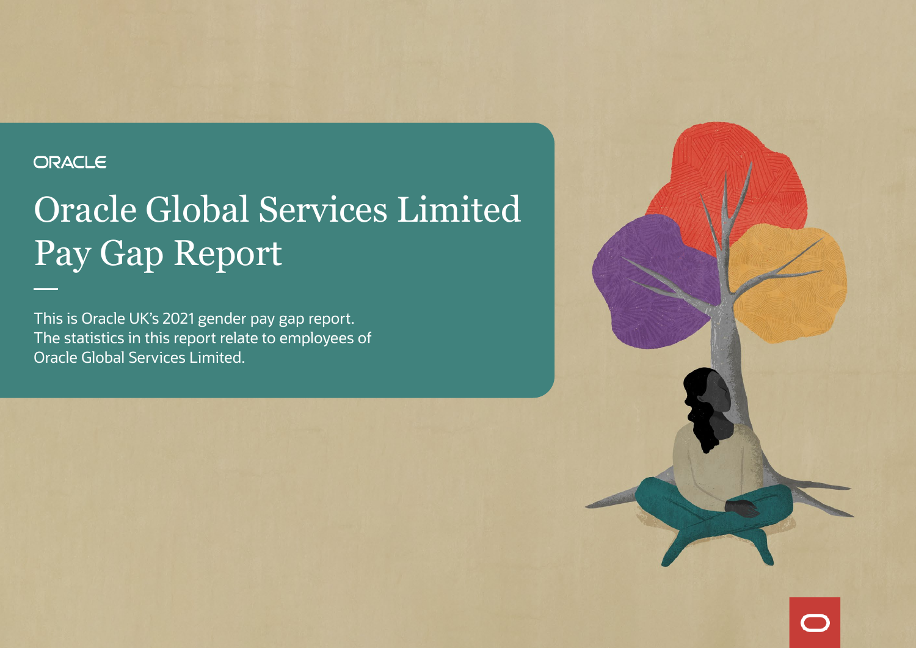ORACLE

# Oracle Global Services Limited Pay Gap Report

This is Oracle UK's 2021 gender pay gap report. The statistics in this report relate to employees of Oracle Global Services Limited.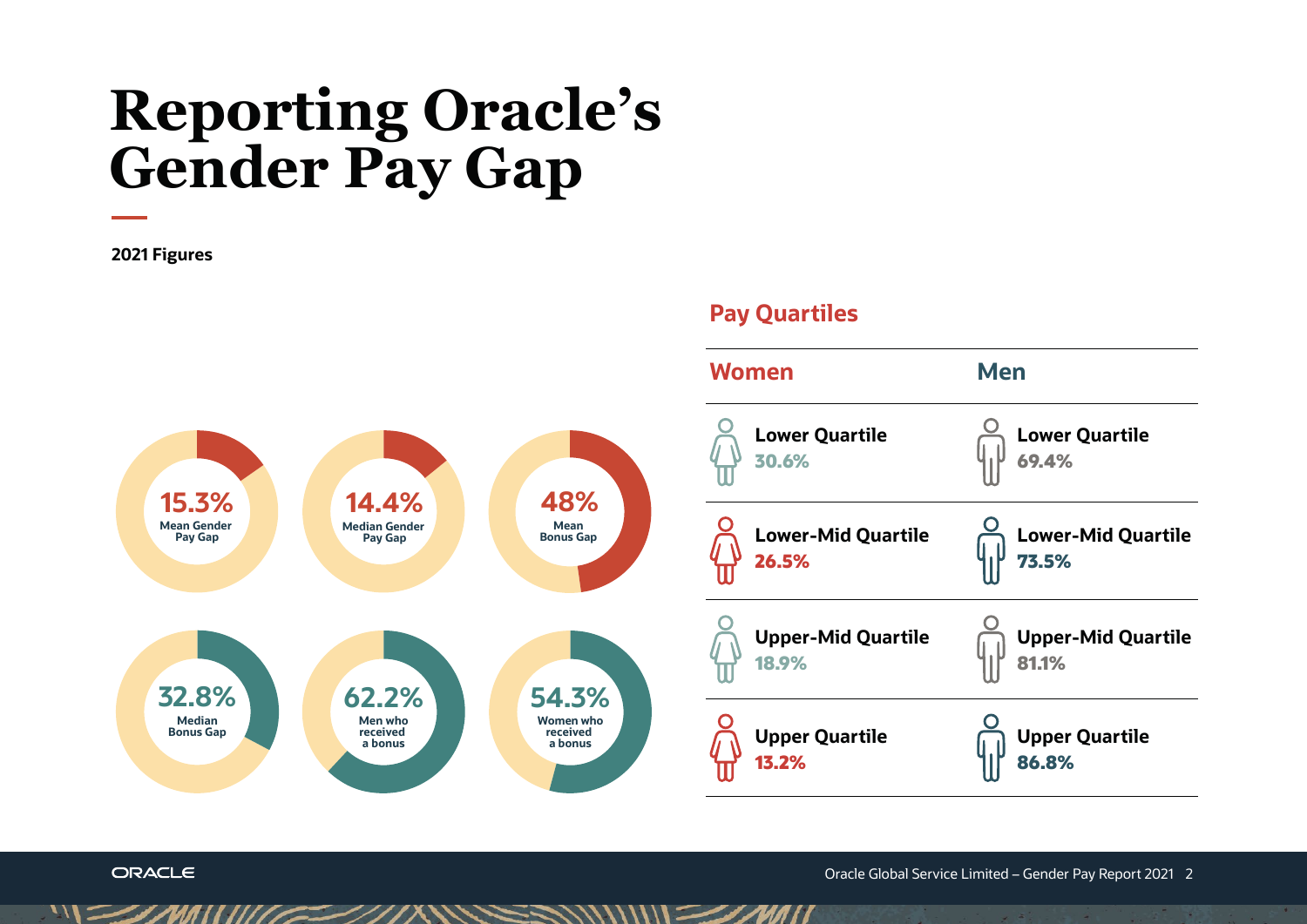# Reporting Oracle's Gender Pay Gap

**2021 Figures**

- **15.3%** Mean Gender Pay Gap
- **14.4%** Median Gender Pay Gap
- **48%** Mean Bonus Gap
- **32.8%** Median Bonus Gap
- **62.2%** Men who received a bonus
- **54.3%** Women who received a bonus

## Pay Quartiles

| Women | Men |
|---|---|
| **Lower Quartile** 30.6% | **Lower Quartile** 69.4% |
| **Lower-Mid Quartile** 26.5% | **Lower-Mid Quartile** 73.5% |
| **Upper-Mid Quartile** 18.9% | **Upper-Mid Quartile** 81.1% |
| **Upper Quartile** 13.2% | **Upper Quartile** 86.8% |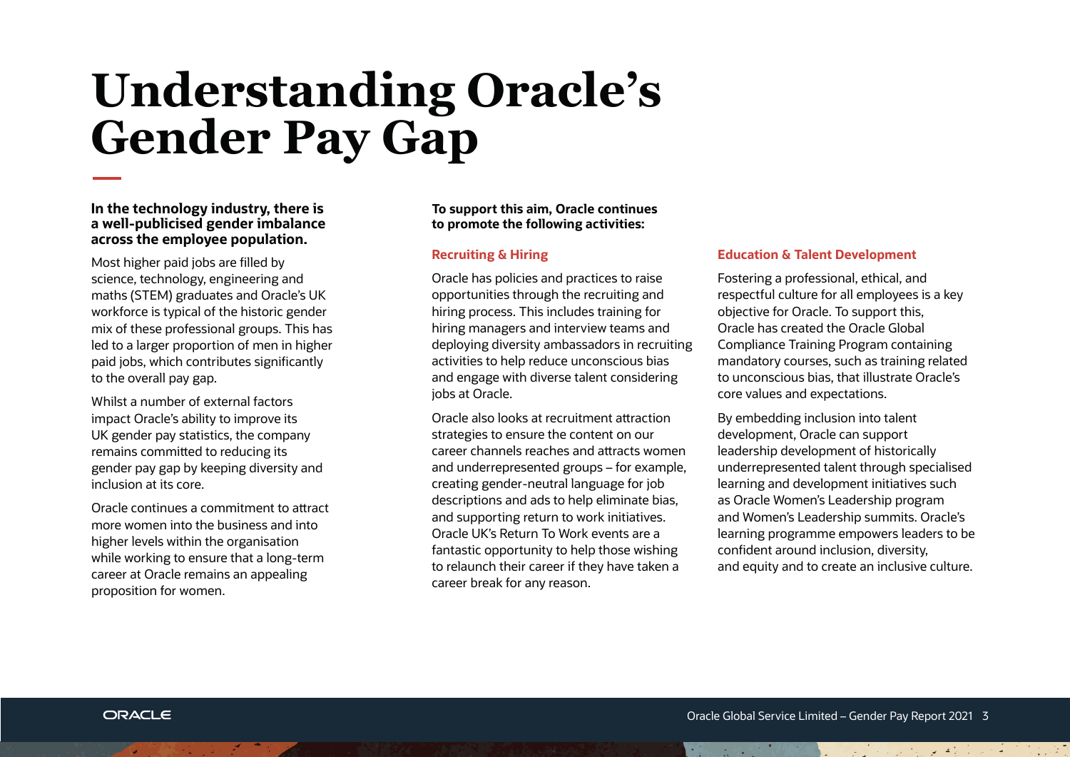# Understanding Oracle's Gender Pay Gap

**In the technology industry, there is a well-publicised gender imbalance across the employee population.**

Most higher paid jobs are filled by science, technology, engineering and maths (STEM) graduates and Oracle's UK workforce is typical of the historic gender mix of these professional groups. This has led to a larger proportion of men in higher paid jobs, which contributes significantly to the overall pay gap.

Whilst a number of external factors impact Oracle's ability to improve its UK gender pay statistics, the company remains committed to reducing its gender pay gap by keeping diversity and inclusion at its core.

Oracle continues a commitment to attract more women into the business and into higher levels within the organisation while working to ensure that a long-term career at Oracle remains an appealing proposition for women.

**To support this aim, Oracle continues to promote the following activities:**

### Recruiting & Hiring

Oracle has policies and practices to raise opportunities through the recruiting and hiring process. This includes training for hiring managers and interview teams and deploying diversity ambassadors in recruiting activities to help reduce unconscious bias and engage with diverse talent considering jobs at Oracle.

Oracle also looks at recruitment attraction strategies to ensure the content on our career channels reaches and attracts women and underrepresented groups – for example, creating gender-neutral language for job descriptions and ads to help eliminate bias, and supporting return to work initiatives. Oracle UK's Return To Work events are a fantastic opportunity to help those wishing to relaunch their career if they have taken a career break for any reason.

### Education & Talent Development

Fostering a professional, ethical, and respectful culture for all employees is a key objective for Oracle. To support this, Oracle has created the Oracle Global Compliance Training Program containing mandatory courses, such as training related to unconscious bias, that illustrate Oracle's core values and expectations.

By embedding inclusion into talent development, Oracle can support leadership development of historically underrepresented talent through specialised learning and development initiatives such as Oracle Women's Leadership program and Women's Leadership summits. Oracle's learning programme empowers leaders to be confident around inclusion, diversity, and equity and to create an inclusive culture.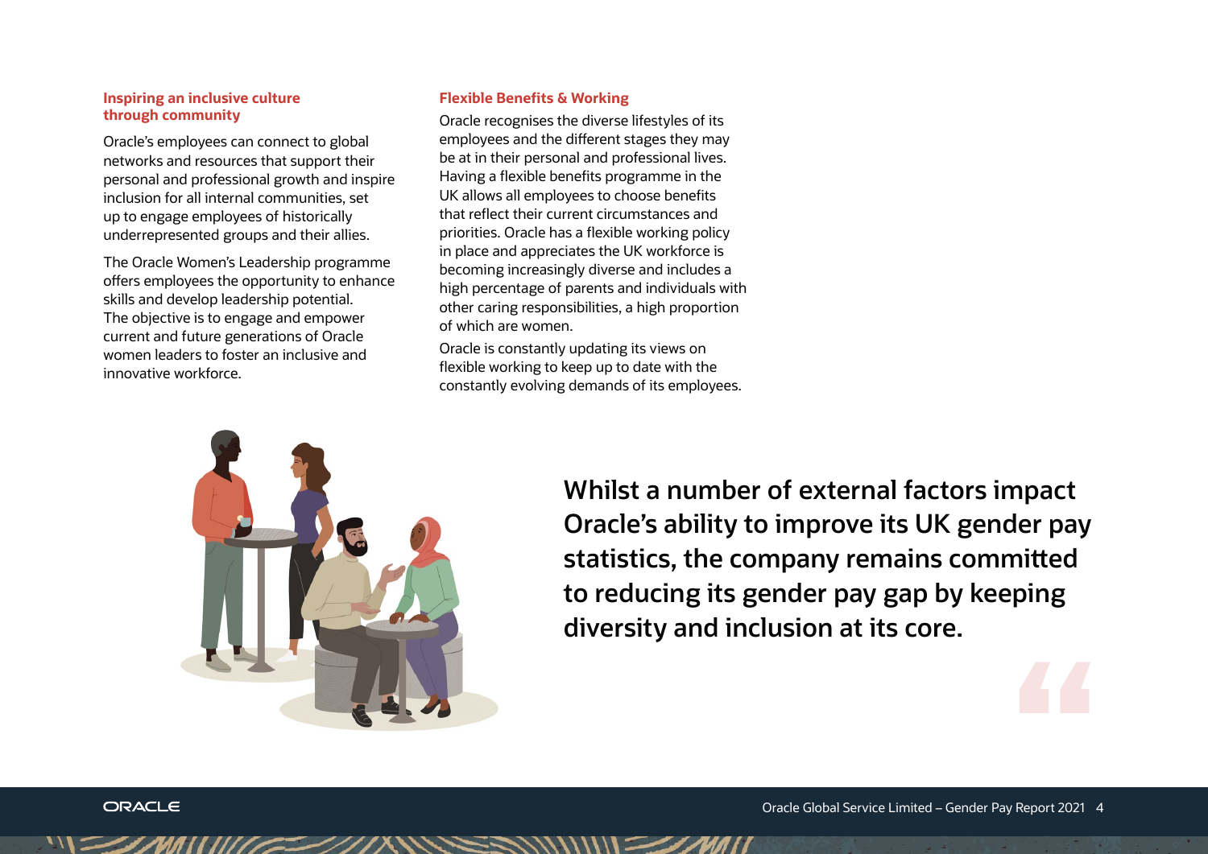### Inspiring an inclusive culture through community

Oracle's employees can connect to global networks and resources that support their personal and professional growth and inspire inclusion for all internal communities, set up to engage employees of historically underrepresented groups and their allies.

The Oracle Women's Leadership programme offers employees the opportunity to enhance skills and develop leadership potential. The objective is to engage and empower current and future generations of Oracle women leaders to foster an inclusive and innovative workforce.

### Flexible Benefits & Working

Oracle recognises the diverse lifestyles of its employees and the different stages they may be at in their personal and professional lives. Having a flexible benefits programme in the UK allows all employees to choose benefits that reflect their current circumstances and priorities. Oracle has a flexible working policy in place and appreciates the UK workforce is becoming increasingly diverse and includes a high percentage of parents and individuals with other caring responsibilities, a high proportion of which are women.

Oracle is constantly updating its views on flexible working to keep up to date with the constantly evolving demands of its employees.

**Whilst a number of external factors impact Oracle's ability to improve its UK gender pay statistics, the company remains committed to reducing its gender pay gap by keeping diversity and inclusion at its core.**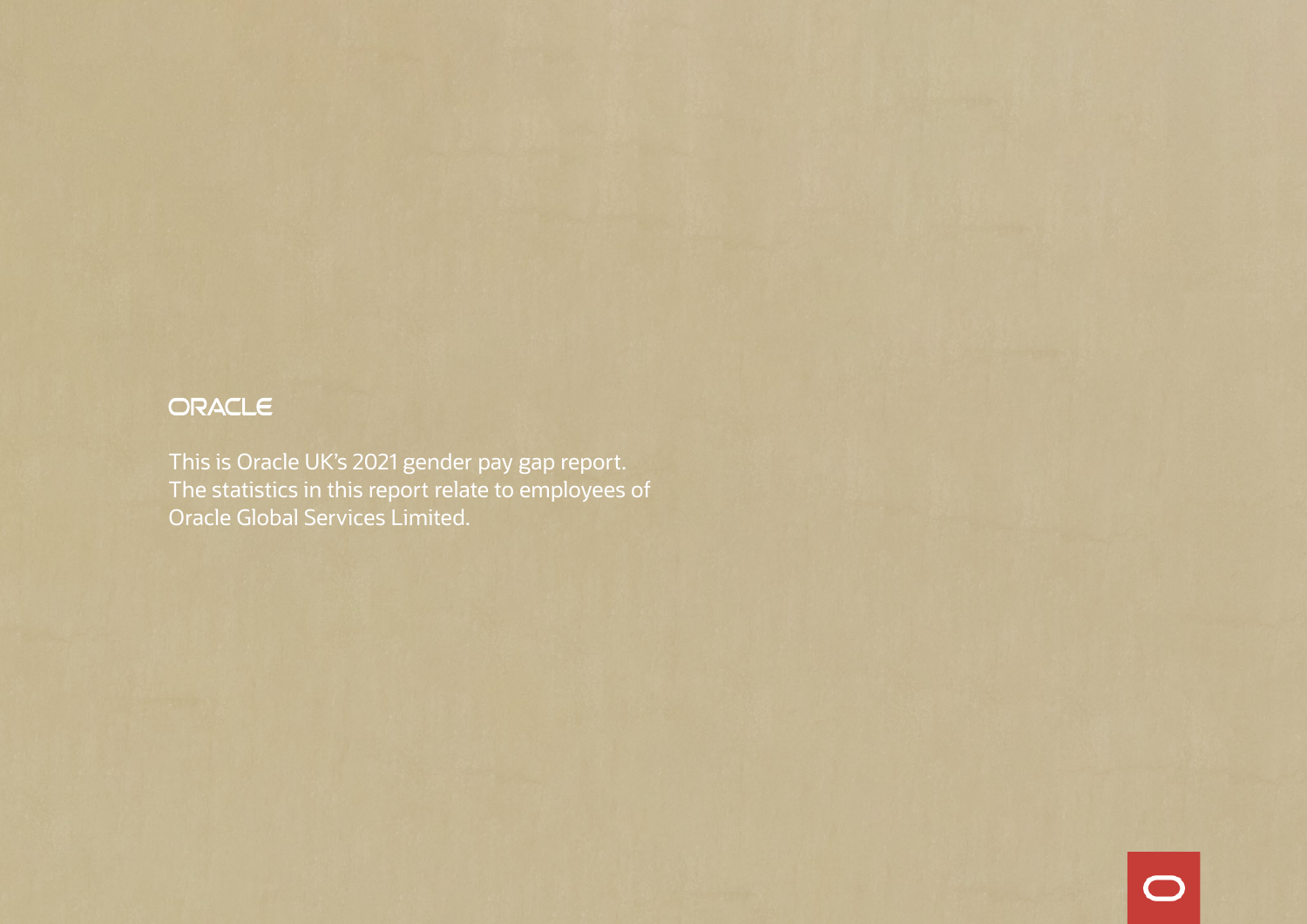ORACLE

This is Oracle UK's 2021 gender pay gap report. The statistics in this report relate to employees of Oracle Global Services Limited.